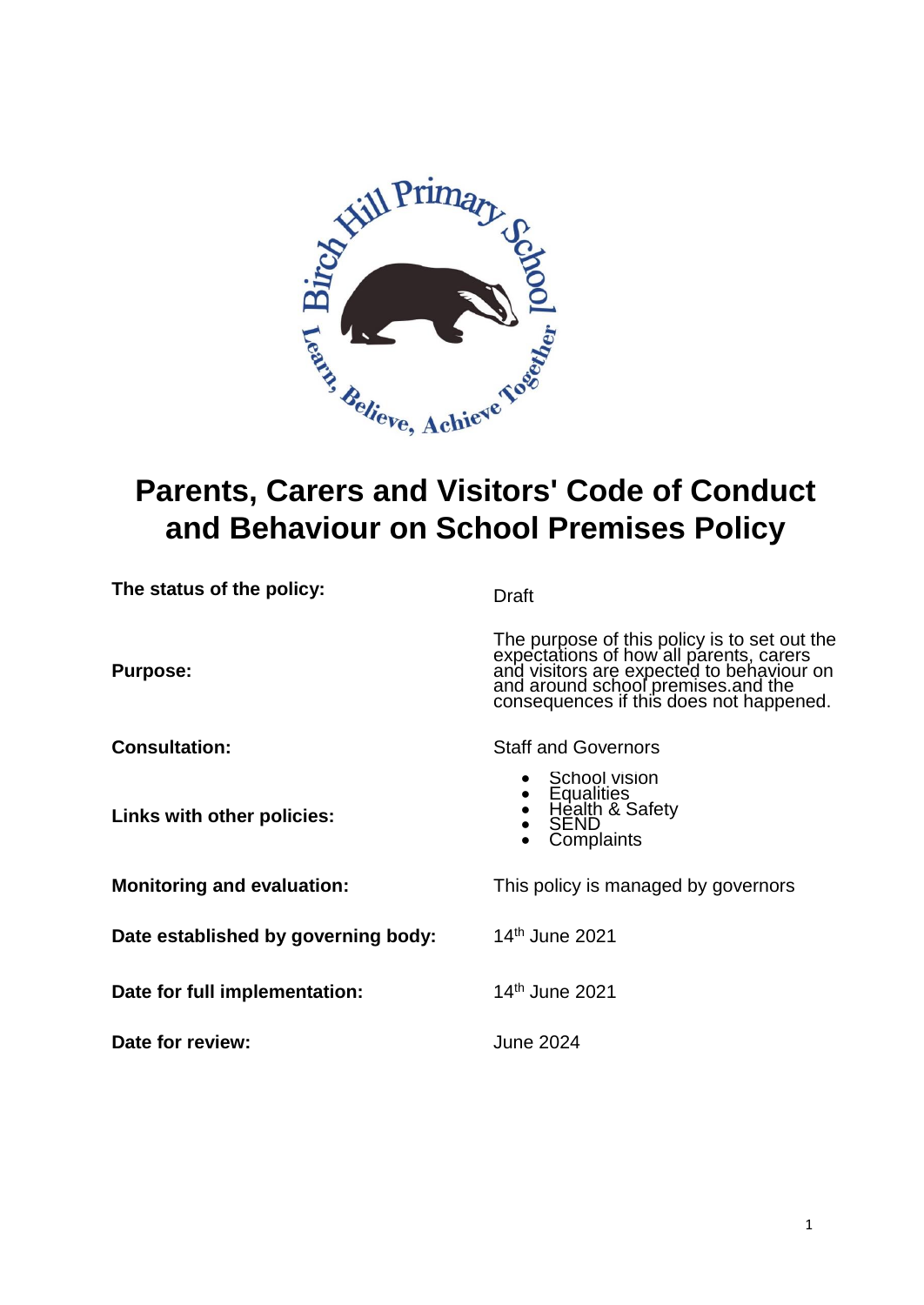# Parents, Carers and Visitors' Code of Conduct and Behaviour on School Premises Policy

| | |
|---|---|
| **The status of the policy:** | Draft |
| **Purpose:** | The purpose of this policy is to set out the expectations of how all parents, carers and visitors are expected to behaviour on and around school premises.and the consequences if this does not happened. |
| **Consultation:** | Staff and Governors |
| **Links with other policies:** | • School vision<br>• Equalities<br>• Health & Safety<br>• SEND<br>• Complaints |
| **Monitoring and evaluation:** | This policy is managed by governors |
| **Date established by governing body:** | 14th June 2021 |
| **Date for full implementation:** | 14th June 2021 |
| **Date for review:** | June 2024 |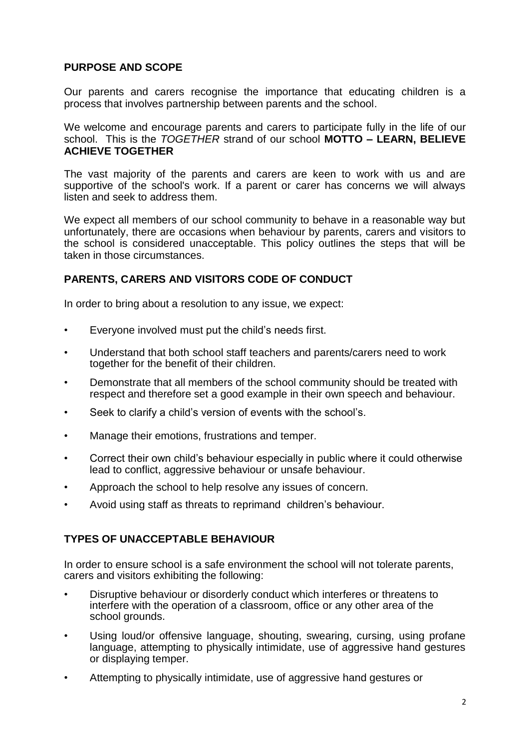## PURPOSE AND SCOPE

Our parents and carers recognise the importance that educating children is a process that involves partnership between parents and the school.

We welcome and encourage parents and carers to participate fully in the life of our school. This is the *TOGETHER* strand of our school **MOTTO – LEARN, BELIEVE ACHIEVE TOGETHER**

The vast majority of the parents and carers are keen to work with us and are supportive of the school's work. If a parent or carer has concerns we will always listen and seek to address them.

We expect all members of our school community to behave in a reasonable way but unfortunately, there are occasions when behaviour by parents, carers and visitors to the school is considered unacceptable. This policy outlines the steps that will be taken in those circumstances.

## PARENTS, CARERS AND VISITORS CODE OF CONDUCT

In order to bring about a resolution to any issue, we expect:

- Everyone involved must put the child's needs first.
- Understand that both school staff teachers and parents/carers need to work together for the benefit of their children.
- Demonstrate that all members of the school community should be treated with respect and therefore set a good example in their own speech and behaviour.
- Seek to clarify a child's version of events with the school's.
- Manage their emotions, frustrations and temper.
- Correct their own child's behaviour especially in public where it could otherwise lead to conflict, aggressive behaviour or unsafe behaviour.
- Approach the school to help resolve any issues of concern.
- Avoid using staff as threats to reprimand children's behaviour.

## TYPES OF UNACCEPTABLE BEHAVIOUR

In order to ensure school is a safe environment the school will not tolerate parents, carers and visitors exhibiting the following:

- Disruptive behaviour or disorderly conduct which interferes or threatens to interfere with the operation of a classroom, office or any other area of the school grounds.
- Using loud/or offensive language, shouting, swearing, cursing, using profane language, attempting to physically intimidate, use of aggressive hand gestures or displaying temper.
- Attempting to physically intimidate, use of aggressive hand gestures or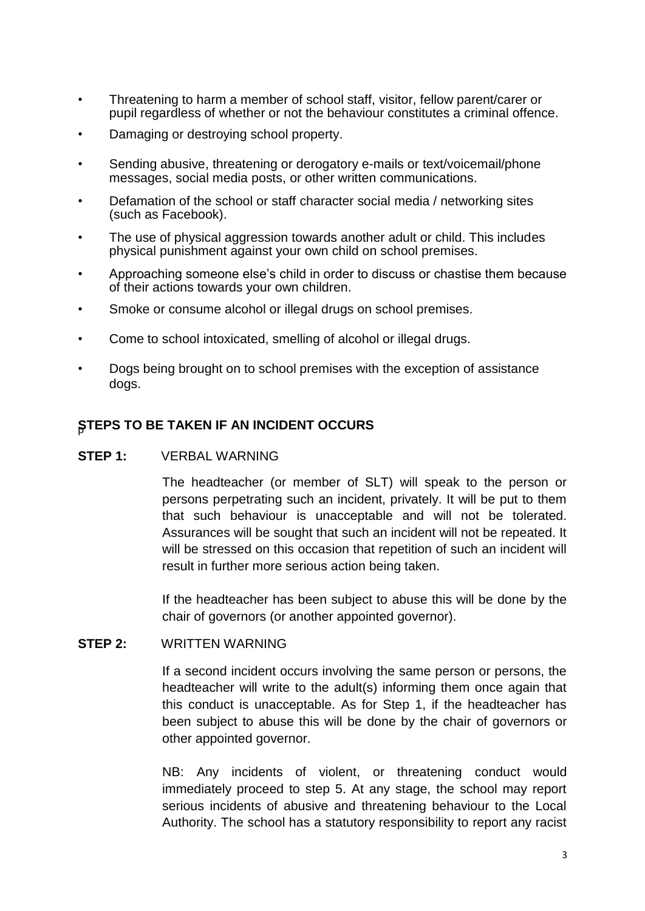- Threatening to harm a member of school staff, visitor, fellow parent/carer or pupil regardless of whether or not the behaviour constitutes a criminal offence.
- Damaging or destroying school property.
- Sending abusive, threatening or derogatory e-mails or text/voicemail/phone messages, social media posts, or other written communications.
- Defamation of the school or staff character social media / networking sites (such as Facebook).
- The use of physical aggression towards another adult or child. This includes physical punishment against your own child on school premises.
- Approaching someone else's child in order to discuss or chastise them because of their actions towards your own children.
- Smoke or consume alcohol or illegal drugs on school premises.
- Come to school intoxicated, smelling of alcohol or illegal drugs.
- Dogs being brought on to school premises with the exception of assistance dogs.

## STEPS TO BE TAKEN IF AN INCIDENT OCCURS

**STEP 1:** VERBAL WARNING

The headteacher (or member of SLT) will speak to the person or persons perpetrating such an incident, privately. It will be put to them that such behaviour is unacceptable and will not be tolerated. Assurances will be sought that such an incident will not be repeated. It will be stressed on this occasion that repetition of such an incident will result in further more serious action being taken.

If the headteacher has been subject to abuse this will be done by the chair of governors (or another appointed governor).

**STEP 2:** WRITTEN WARNING

If a second incident occurs involving the same person or persons, the headteacher will write to the adult(s) informing them once again that this conduct is unacceptable. As for Step 1, if the headteacher has been subject to abuse this will be done by the chair of governors or other appointed governor.

NB: Any incidents of violent, or threatening conduct would immediately proceed to step 5. At any stage, the school may report serious incidents of abusive and threatening behaviour to the Local Authority. The school has a statutory responsibility to report any racist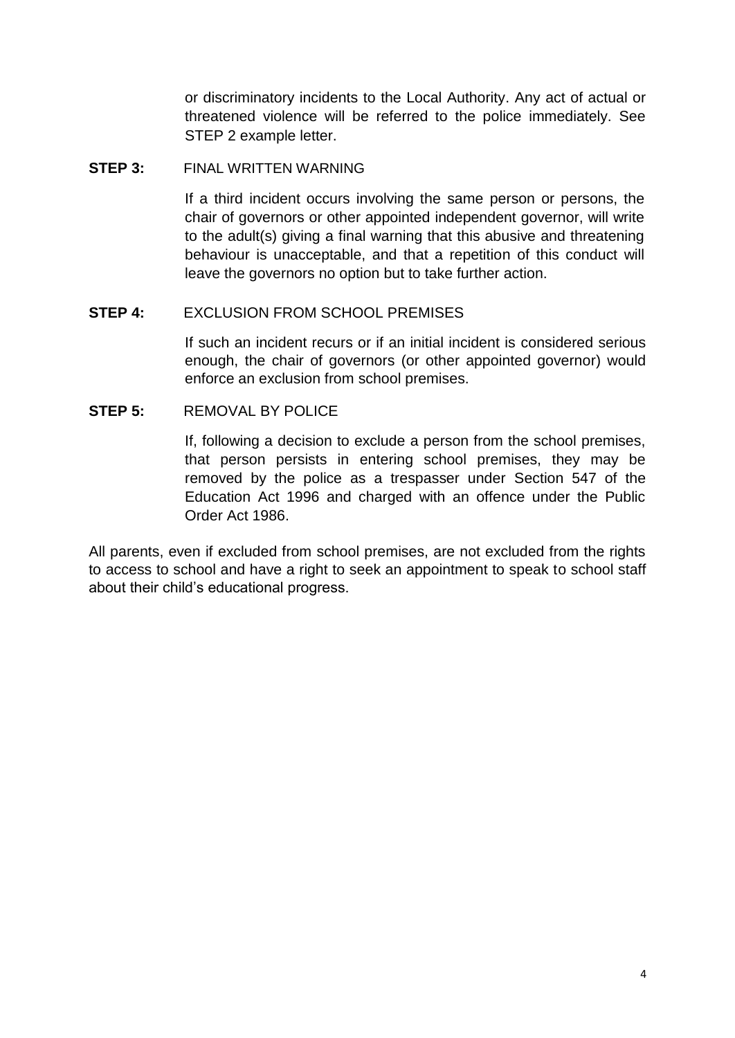or discriminatory incidents to the Local Authority. Any act of actual or threatened violence will be referred to the police immediately. See STEP 2 example letter.

**STEP 3:** FINAL WRITTEN WARNING

If a third incident occurs involving the same person or persons, the chair of governors or other appointed independent governor, will write to the adult(s) giving a final warning that this abusive and threatening behaviour is unacceptable, and that a repetition of this conduct will leave the governors no option but to take further action.

**STEP 4:** EXCLUSION FROM SCHOOL PREMISES

If such an incident recurs or if an initial incident is considered serious enough, the chair of governors (or other appointed governor) would enforce an exclusion from school premises.

**STEP 5:** REMOVAL BY POLICE

If, following a decision to exclude a person from the school premises, that person persists in entering school premises, they may be removed by the police as a trespasser under Section 547 of the Education Act 1996 and charged with an offence under the Public Order Act 1986.

All parents, even if excluded from school premises, are not excluded from the rights to access to school and have a right to seek an appointment to speak to school staff about their child's educational progress.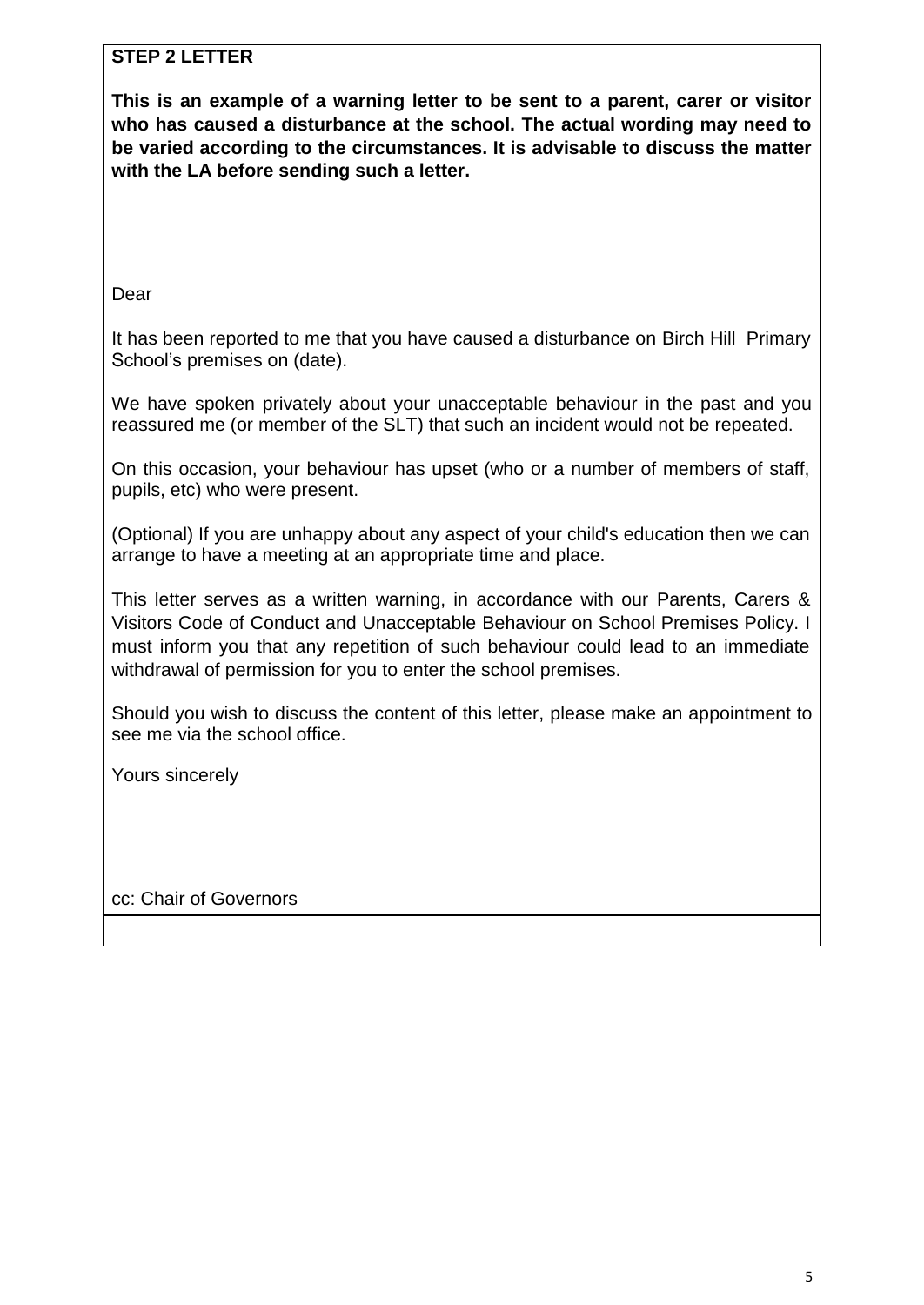**STEP 2 LETTER**

**This is an example of a warning letter to be sent to a parent, carer or visitor who has caused a disturbance at the school. The actual wording may need to be varied according to the circumstances. It is advisable to discuss the matter with the LA before sending such a letter.**

Dear

It has been reported to me that you have caused a disturbance on Birch Hill Primary School's premises on (date).

We have spoken privately about your unacceptable behaviour in the past and you reassured me (or member of the SLT) that such an incident would not be repeated.

On this occasion, your behaviour has upset (who or a number of members of staff, pupils, etc) who were present.

(Optional) If you are unhappy about any aspect of your child's education then we can arrange to have a meeting at an appropriate time and place.

This letter serves as a written warning, in accordance with our Parents, Carers & Visitors Code of Conduct and Unacceptable Behaviour on School Premises Policy. I must inform you that any repetition of such behaviour could lead to an immediate withdrawal of permission for you to enter the school premises.

Should you wish to discuss the content of this letter, please make an appointment to see me via the school office.

Yours sincerely

cc: Chair of Governors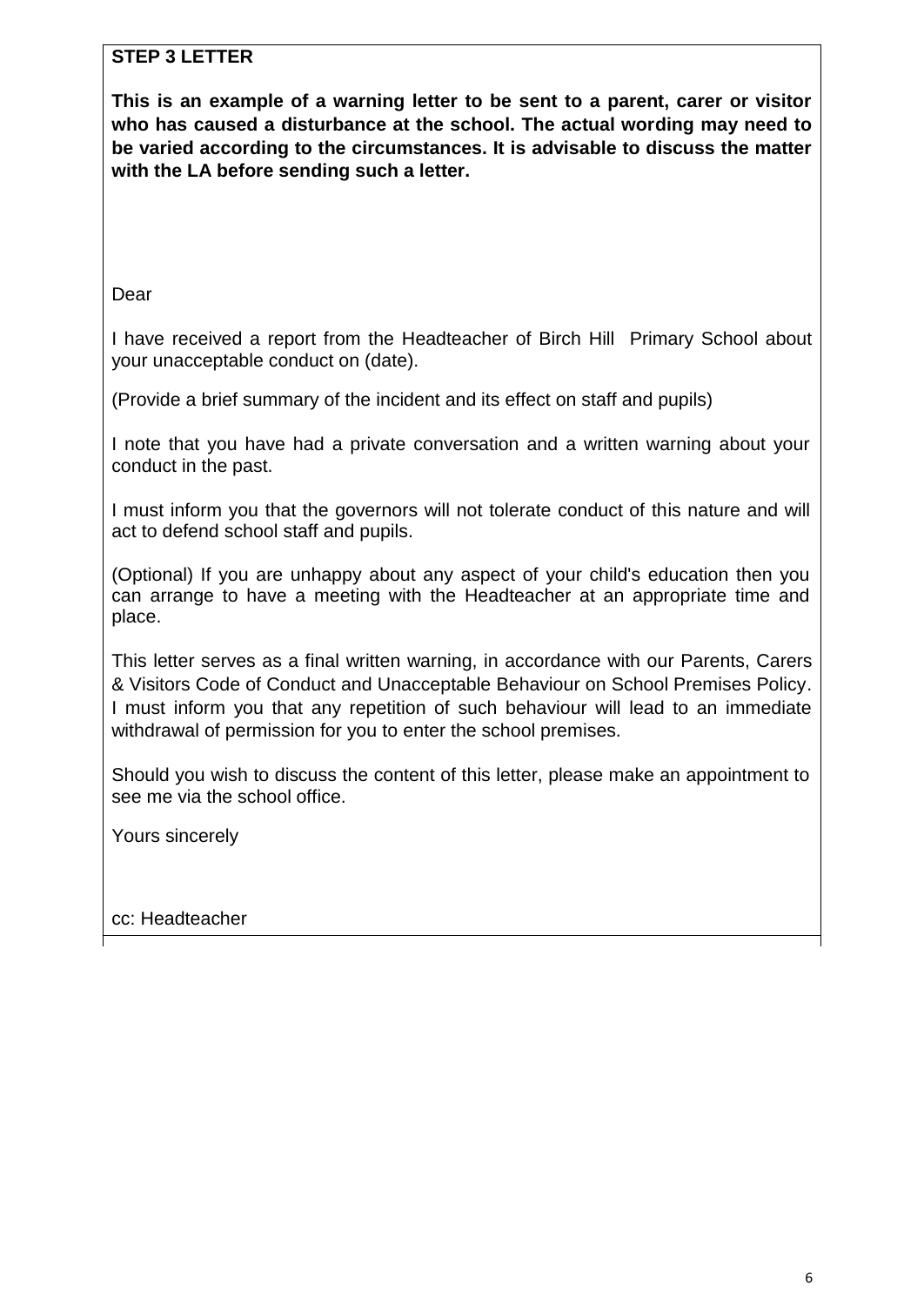**STEP 3 LETTER**

**This is an example of a warning letter to be sent to a parent, carer or visitor who has caused a disturbance at the school. The actual wording may need to be varied according to the circumstances. It is advisable to discuss the matter with the LA before sending such a letter.**

Dear

I have received a report from the Headteacher of Birch Hill Primary School about your unacceptable conduct on (date).

(Provide a brief summary of the incident and its effect on staff and pupils)

I note that you have had a private conversation and a written warning about your conduct in the past.

I must inform you that the governors will not tolerate conduct of this nature and will act to defend school staff and pupils.

(Optional) If you are unhappy about any aspect of your child's education then you can arrange to have a meeting with the Headteacher at an appropriate time and place.

This letter serves as a final written warning, in accordance with our Parents, Carers & Visitors Code of Conduct and Unacceptable Behaviour on School Premises Policy. I must inform you that any repetition of such behaviour will lead to an immediate withdrawal of permission for you to enter the school premises.

Should you wish to discuss the content of this letter, please make an appointment to see me via the school office.

Yours sincerely

cc: Headteacher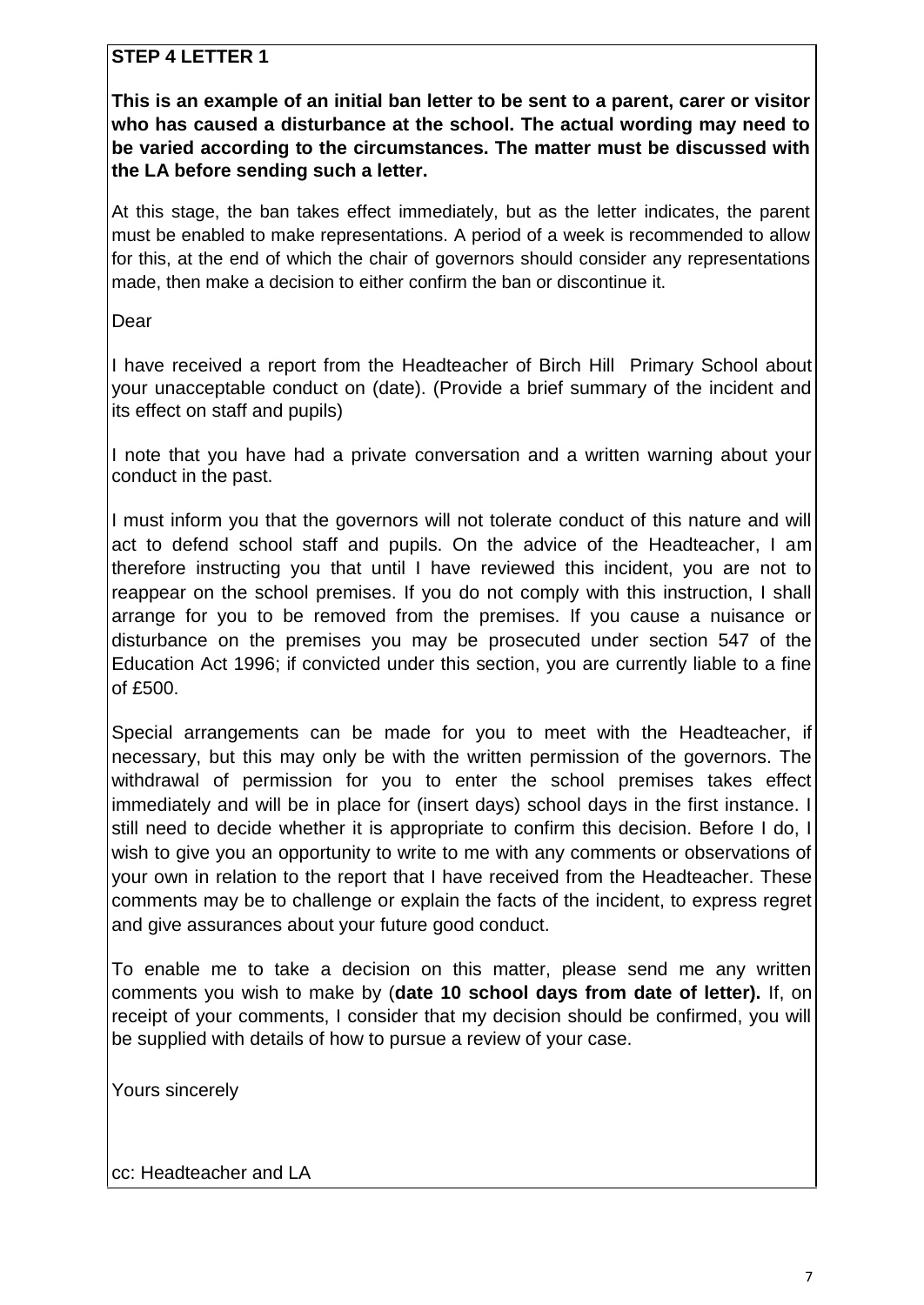**STEP 4 LETTER 1**

**This is an example of an initial ban letter to be sent to a parent, carer or visitor who has caused a disturbance at the school. The actual wording may need to be varied according to the circumstances. The matter must be discussed with the LA before sending such a letter.**

At this stage, the ban takes effect immediately, but as the letter indicates, the parent must be enabled to make representations. A period of a week is recommended to allow for this, at the end of which the chair of governors should consider any representations made, then make a decision to either confirm the ban or discontinue it.

Dear

I have received a report from the Headteacher of Birch Hill Primary School about your unacceptable conduct on (date). (Provide a brief summary of the incident and its effect on staff and pupils)

I note that you have had a private conversation and a written warning about your conduct in the past.

I must inform you that the governors will not tolerate conduct of this nature and will act to defend school staff and pupils. On the advice of the Headteacher, I am therefore instructing you that until I have reviewed this incident, you are not to reappear on the school premises. If you do not comply with this instruction, I shall arrange for you to be removed from the premises. If you cause a nuisance or disturbance on the premises you may be prosecuted under section 547 of the Education Act 1996; if convicted under this section, you are currently liable to a fine of £500.

Special arrangements can be made for you to meet with the Headteacher, if necessary, but this may only be with the written permission of the governors. The withdrawal of permission for you to enter the school premises takes effect immediately and will be in place for (insert days) school days in the first instance. I still need to decide whether it is appropriate to confirm this decision. Before I do, I wish to give you an opportunity to write to me with any comments or observations of your own in relation to the report that I have received from the Headteacher. These comments may be to challenge or explain the facts of the incident, to express regret and give assurances about your future good conduct.

To enable me to take a decision on this matter, please send me any written comments you wish to make by (**date 10 school days from date of letter).** If, on receipt of your comments, I consider that my decision should be confirmed, you will be supplied with details of how to pursue a review of your case.

Yours sincerely

cc: Headteacher and LA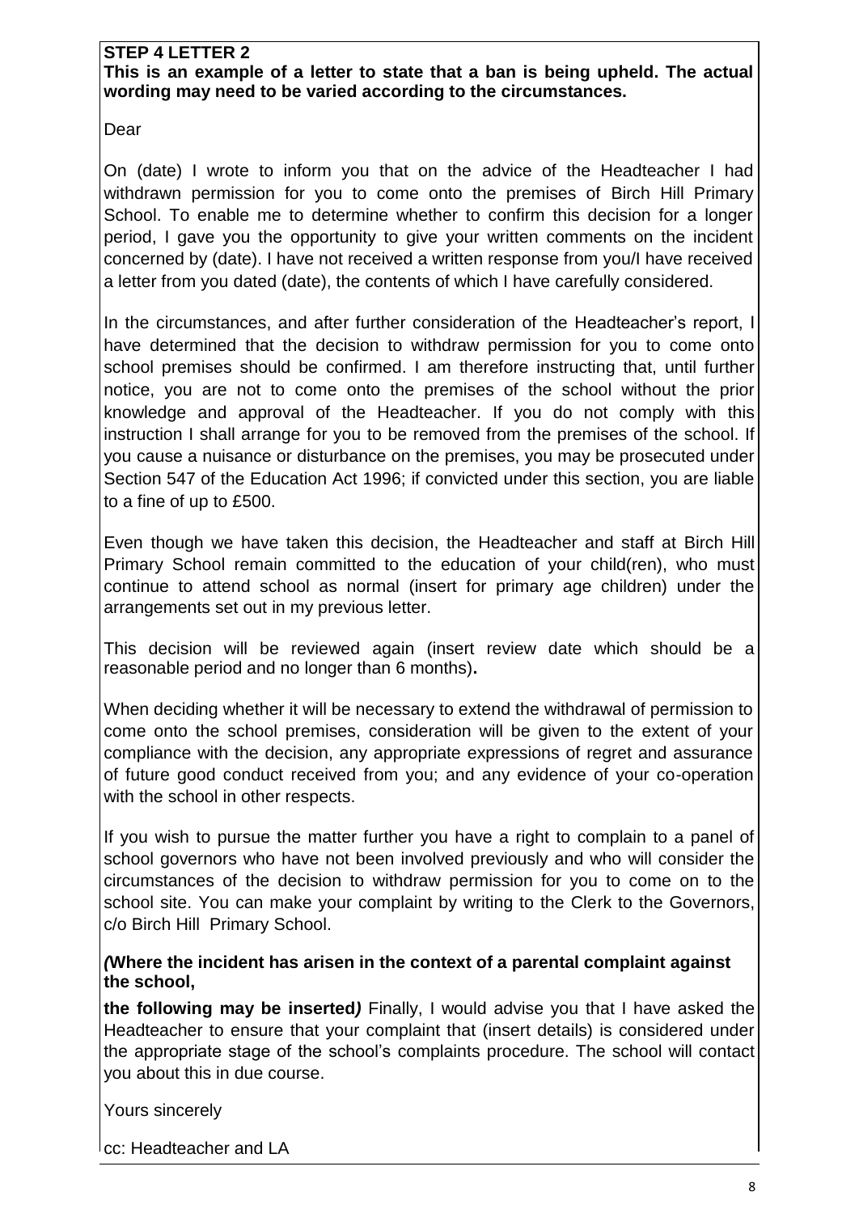**STEP 4 LETTER 2**

**This is an example of a letter to state that a ban is being upheld. The actual wording may need to be varied according to the circumstances.**

Dear

On (date) I wrote to inform you that on the advice of the Headteacher I had withdrawn permission for you to come onto the premises of Birch Hill Primary School. To enable me to determine whether to confirm this decision for a longer period, I gave you the opportunity to give your written comments on the incident concerned by (date). I have not received a written response from you/I have received a letter from you dated (date), the contents of which I have carefully considered.

In the circumstances, and after further consideration of the Headteacher's report, I have determined that the decision to withdraw permission for you to come onto school premises should be confirmed. I am therefore instructing that, until further notice, you are not to come onto the premises of the school without the prior knowledge and approval of the Headteacher. If you do not comply with this instruction I shall arrange for you to be removed from the premises of the school. If you cause a nuisance or disturbance on the premises, you may be prosecuted under Section 547 of the Education Act 1996; if convicted under this section, you are liable to a fine of up to £500.

Even though we have taken this decision, the Headteacher and staff at Birch Hill Primary School remain committed to the education of your child(ren), who must continue to attend school as normal (insert for primary age children) under the arrangements set out in my previous letter.

This decision will be reviewed again (insert review date which should be a reasonable period and no longer than 6 months)**.**

When deciding whether it will be necessary to extend the withdrawal of permission to come onto the school premises, consideration will be given to the extent of your compliance with the decision, any appropriate expressions of regret and assurance of future good conduct received from you; and any evidence of your co-operation with the school in other respects.

If you wish to pursue the matter further you have a right to complain to a panel of school governors who have not been involved previously and who will consider the circumstances of the decision to withdraw permission for you to come on to the school site. You can make your complaint by writing to the Clerk to the Governors, c/o Birch Hill Primary School.

***(*Where the incident has arisen in the context of a parental complaint against the school,**

**the following may be inserted*)*** Finally, I would advise you that I have asked the Headteacher to ensure that your complaint that (insert details) is considered under the appropriate stage of the school's complaints procedure. The school will contact you about this in due course.

Yours sincerely

cc: Headteacher and LA